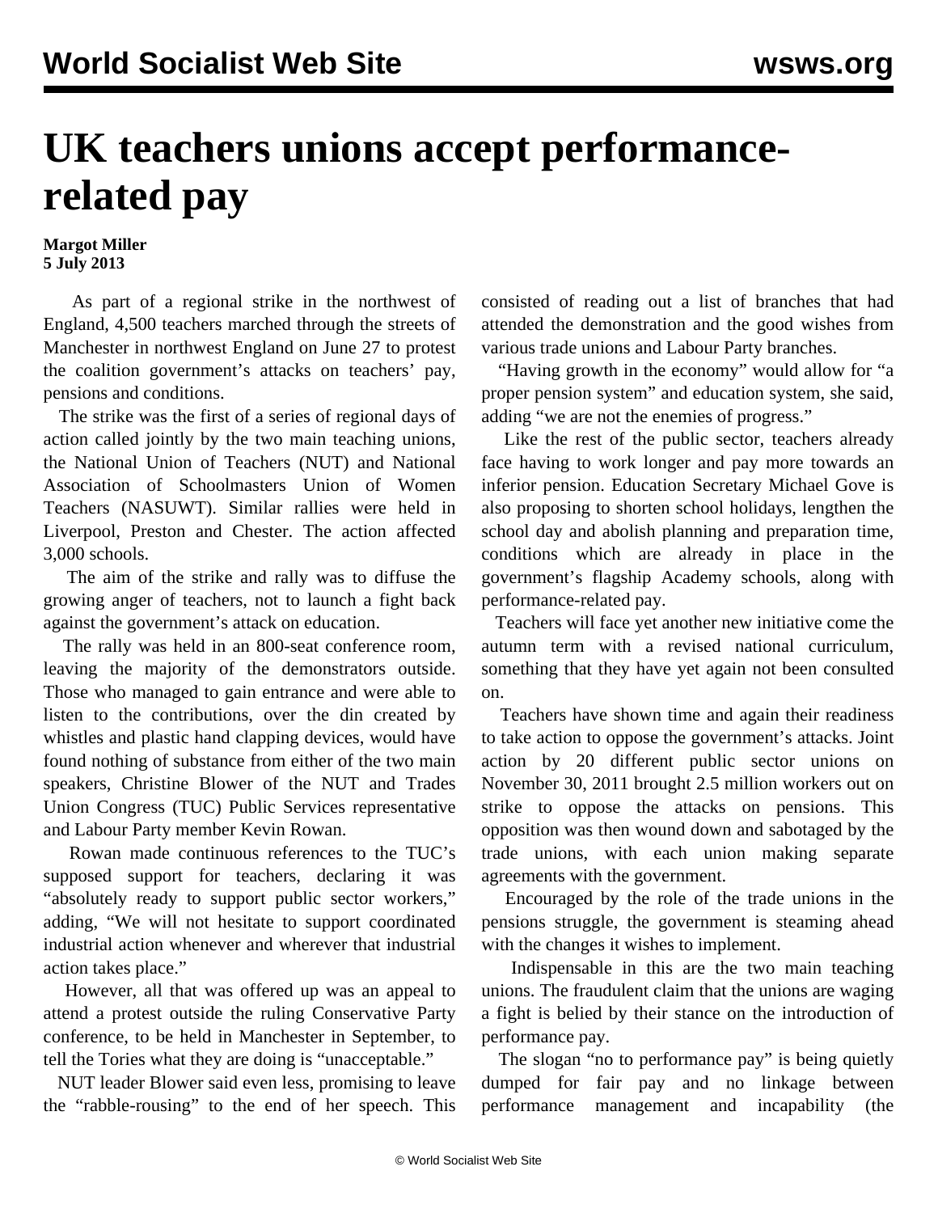# UK teachers unions accept performance-related pay

**Margot Miller**
**5 July 2013**

As part of a regional strike in the northwest of England, 4,500 teachers marched through the streets of Manchester in northwest England on June 27 to protest the coalition government's attacks on teachers' pay, pensions and conditions.

The strike was the first of a series of regional days of action called jointly by the two main teaching unions, the National Union of Teachers (NUT) and National Association of Schoolmasters Union of Women Teachers (NASUWT). Similar rallies were held in Liverpool, Preston and Chester. The action affected 3,000 schools.

The aim of the strike and rally was to diffuse the growing anger of teachers, not to launch a fight back against the government's attack on education.

The rally was held in an 800-seat conference room, leaving the majority of the demonstrators outside. Those who managed to gain entrance and were able to listen to the contributions, over the din created by whistles and plastic hand clapping devices, would have found nothing of substance from either of the two main speakers, Christine Blower of the NUT and Trades Union Congress (TUC) Public Services representative and Labour Party member Kevin Rowan.

Rowan made continuous references to the TUC's supposed support for teachers, declaring it was "absolutely ready to support public sector workers," adding, "We will not hesitate to support coordinated industrial action whenever and wherever that industrial action takes place."

However, all that was offered up was an appeal to attend a protest outside the ruling Conservative Party conference, to be held in Manchester in September, to tell the Tories what they are doing is "unacceptable."

NUT leader Blower said even less, promising to leave the "rabble-rousing" to the end of her speech. This consisted of reading out a list of branches that had attended the demonstration and the good wishes from various trade unions and Labour Party branches.

"Having growth in the economy" would allow for "a proper pension system" and education system, she said, adding "we are not the enemies of progress."

Like the rest of the public sector, teachers already face having to work longer and pay more towards an inferior pension. Education Secretary Michael Gove is also proposing to shorten school holidays, lengthen the school day and abolish planning and preparation time, conditions which are already in place in the government's flagship Academy schools, along with performance-related pay.

Teachers will face yet another new initiative come the autumn term with a revised national curriculum, something that they have yet again not been consulted on.

Teachers have shown time and again their readiness to take action to oppose the government's attacks. Joint action by 20 different public sector unions on November 30, 2011 brought 2.5 million workers out on strike to oppose the attacks on pensions. This opposition was then wound down and sabotaged by the trade unions, with each union making separate agreements with the government.

Encouraged by the role of the trade unions in the pensions struggle, the government is steaming ahead with the changes it wishes to implement.

Indispensable in this are the two main teaching unions. The fraudulent claim that the unions are waging a fight is belied by their stance on the introduction of performance pay.

The slogan "no to performance pay" is being quietly dumped for fair pay and no linkage between performance management and incapability (the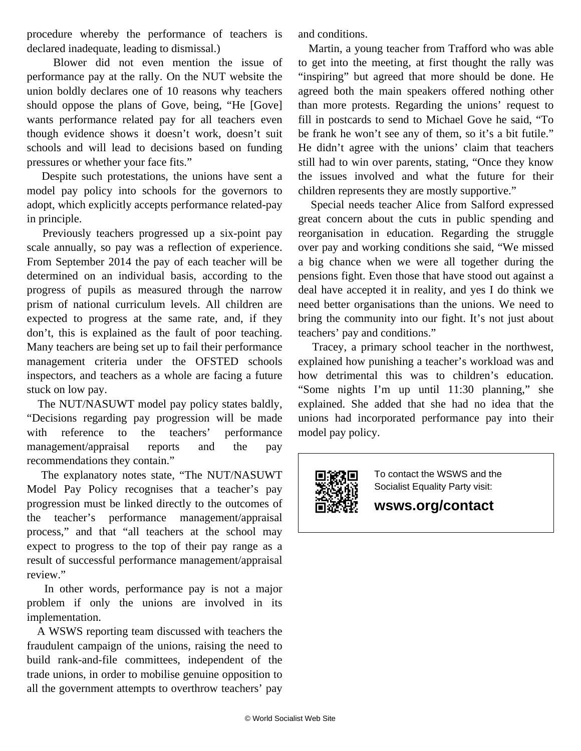procedure whereby the performance of teachers is declared inadequate, leading to dismissal.)

Blower did not even mention the issue of performance pay at the rally. On the NUT website the union boldly declares one of 10 reasons why teachers should oppose the plans of Gove, being, "He [Gove] wants performance related pay for all teachers even though evidence shows it doesn't work, doesn't suit schools and will lead to decisions based on funding pressures or whether your face fits."

Despite such protestations, the unions have sent a model pay policy into schools for the governors to adopt, which explicitly accepts performance related-pay in principle.

Previously teachers progressed up a six-point pay scale annually, so pay was a reflection of experience. From September 2014 the pay of each teacher will be determined on an individual basis, according to the progress of pupils as measured through the narrow prism of national curriculum levels. All children are expected to progress at the same rate, and, if they don't, this is explained as the fault of poor teaching. Many teachers are being set up to fail their performance management criteria under the OFSTED schools inspectors, and teachers as a whole are facing a future stuck on low pay.

The NUT/NASUWT model pay policy states baldly, "Decisions regarding pay progression will be made with reference to the teachers' performance management/appraisal reports and the pay recommendations they contain."

The explanatory notes state, "The NUT/NASUWT Model Pay Policy recognises that a teacher's pay progression must be linked directly to the outcomes of the teacher's performance management/appraisal process," and that "all teachers at the school may expect to progress to the top of their pay range as a result of successful performance management/appraisal review."

In other words, performance pay is not a major problem if only the unions are involved in its implementation.

A WSWS reporting team discussed with teachers the fraudulent campaign of the unions, raising the need to build rank-and-file committees, independent of the trade unions, in order to mobilise genuine opposition to all the government attempts to overthrow teachers' pay and conditions.

Martin, a young teacher from Trafford who was able to get into the meeting, at first thought the rally was "inspiring" but agreed that more should be done. He agreed both the main speakers offered nothing other than more protests. Regarding the unions' request to fill in postcards to send to Michael Gove he said, "To be frank he won't see any of them, so it's a bit futile." He didn't agree with the unions' claim that teachers still had to win over parents, stating, "Once they know the issues involved and what the future for their children represents they are mostly supportive."

Special needs teacher Alice from Salford expressed great concern about the cuts in public spending and reorganisation in education. Regarding the struggle over pay and working conditions she said, "We missed a big chance when we were all together during the pensions fight. Even those that have stood out against a deal have accepted it in reality, and yes I do think we need better organisations than the unions. We need to bring the community into our fight. It's not just about teachers' pay and conditions."

Tracey, a primary school teacher in the northwest, explained how punishing a teacher's workload was and how detrimental this was to children's education. "Some nights I'm up until 11:30 planning," she explained. She added that she had no idea that the unions had incorporated performance pay into their model pay policy.

To contact the WSWS and the Socialist Equality Party visit:

**wsws.org/contact**